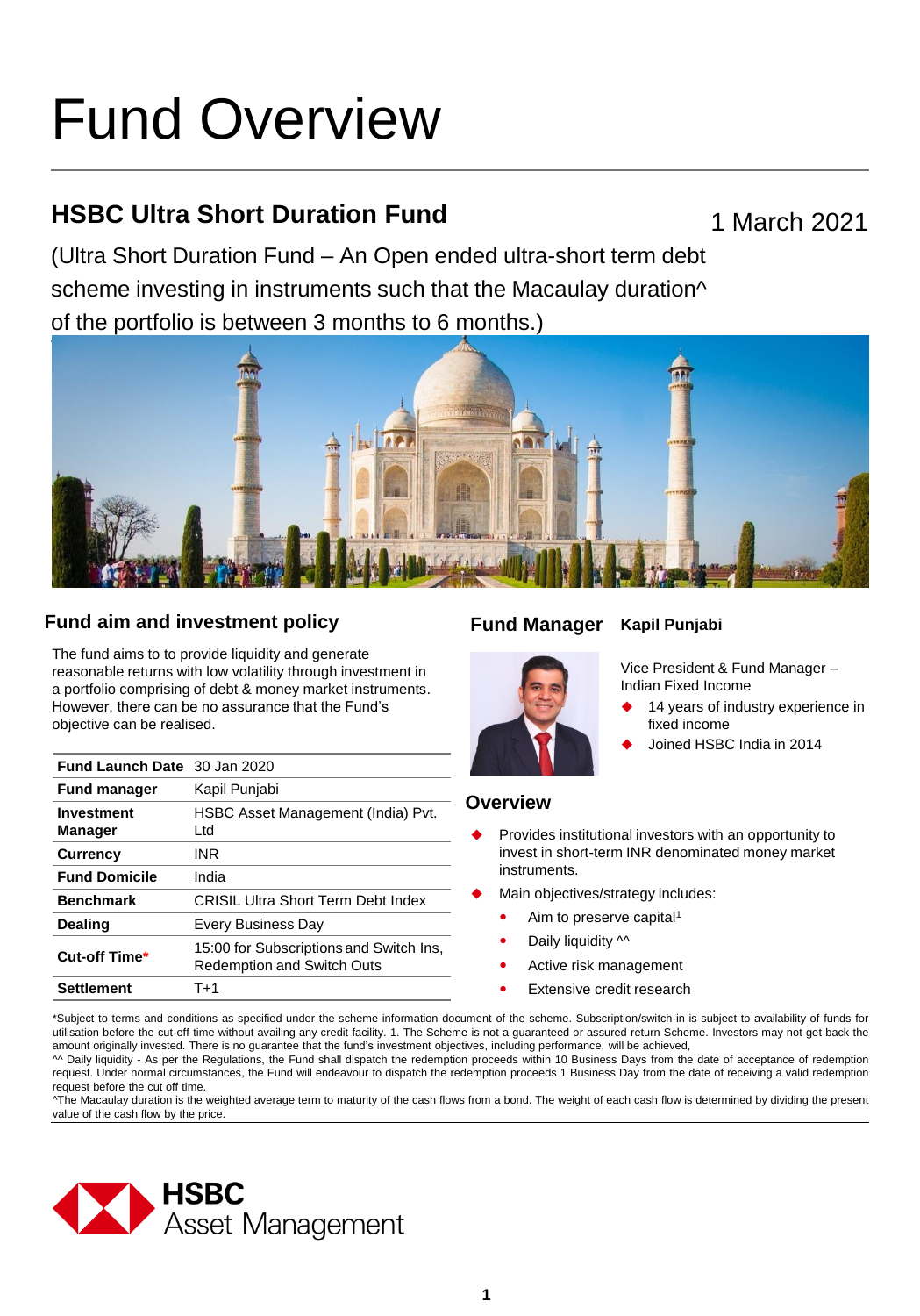# Fund Overview

## HSBC Ultra Short Duration Fund

1 March 2021

(Ultra Short Duration Fund – An Open ended ultra-short term debt scheme investing in instruments such that the Macaulay duration^ of the portfolio is between 3 months to 6 months.)

### Fund aim and investment policy

The fund aims to to provide liquidity and generate reasonable returns with low volatility through investment in a portfolio comprising of debt & money market instruments. However, there can be no assurance that the Fund's objective can be realised.

| | |
|---|---|
| **Fund Launch Date** | 30 Jan 2020 |
| **Fund manager** | Kapil Punjabi |
| **Investment Manager** | HSBC Asset Management (India) Pvt. Ltd |
| **Currency** | INR |
| **Fund Domicile** | India |
| **Benchmark** | CRISIL Ultra Short Term Debt Index |
| **Dealing** | Every Business Day |
| **Cut-off Time*** | 15:00 for Subscriptions and Switch Ins, Redemption and Switch Outs |
| **Settlement** | T+1 |

### Fund Manager **Kapil Punjabi**

Vice President & Fund Manager – Indian Fixed Income

- 14 years of industry experience in fixed income
- Joined HSBC India in 2014

### Overview

- Provides institutional investors with an opportunity to invest in short-term INR denominated money market instruments.
- Main objectives/strategy includes:
  - Aim to preserve capital[1]
  - Daily liquidity ^^
  - Active risk management
  - Extensive credit research

*Subject to terms and conditions as specified under the scheme information document of the scheme. Subscription/switch-in is subject to availability of funds for utilisation before the cut-off time without availing any credit facility. 1. The Scheme is not a guaranteed or assured return Scheme. Investors may not get back the amount originally invested. There is no guarantee that the fund's investment objectives, including performance, will be achieved,

^^ Daily liquidity - As per the Regulations, the Fund shall dispatch the redemption proceeds within 10 Business Days from the date of acceptance of redemption request. Under normal circumstances, the Fund will endeavour to dispatch the redemption proceeds 1 Business Day from the date of receiving a valid redemption request before the cut off time.

^The Macaulay duration is the weighted average term to maturity of the cash flows from a bond. The weight of each cash flow is determined by dividing the present value of the cash flow by the price.

HSBC Asset Management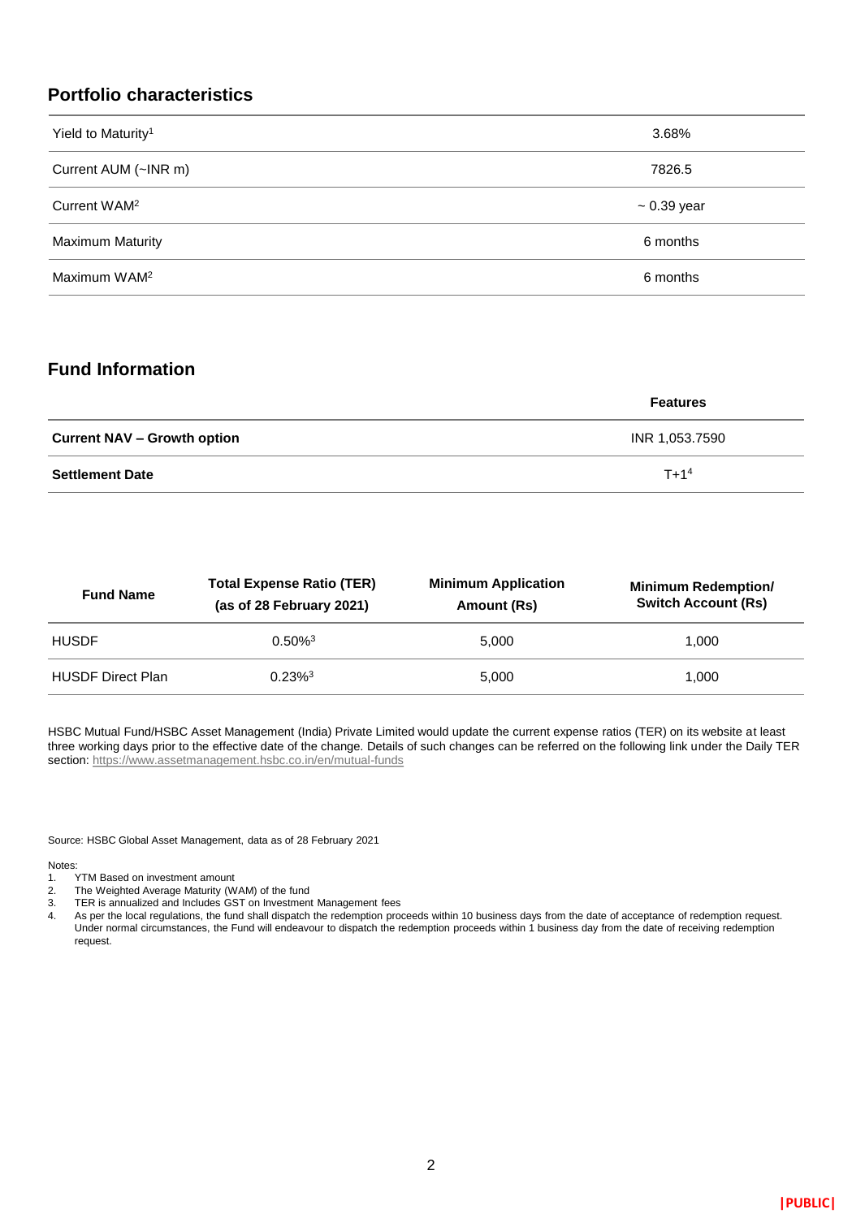## Portfolio characteristics

| | |
|---|---|
| Yield to Maturity[1] | 3.68% |
| Current AUM (~INR m) | 7826.5 |
| Current WAM[2] | ~ 0.39 year |
| Maximum Maturity | 6 months |
| Maximum WAM[2] | 6 months |

## Fund Information

| | **Features** |
|---|---|
| **Current NAV – Growth option** | INR 1,053.7590 |
| **Settlement Date** | T+1[4] |

| **Fund Name** | **Total Expense Ratio (TER) (as of 28 February 2021)** | **Minimum Application Amount (Rs)** | **Minimum Redemption/ Switch Account (Rs)** |
|---|---|---|---|
| HUSDF | 0.50%[3] | 5,000 | 1,000 |
| HUSDF Direct Plan | 0.23%[3] | 5,000 | 1,000 |

HSBC Mutual Fund/HSBC Asset Management (India) Private Limited would update the current expense ratios (TER) on its website at least three working days prior to the effective date of the change. Details of such changes can be referred on the following link under the Daily TER section: https://www.assetmanagement.hsbc.co.in/en/mutual-funds

Source: HSBC Global Asset Management, data as of 28 February 2021

Notes:
1. YTM Based on investment amount
2. The Weighted Average Maturity (WAM) of the fund
3. TER is annualized and Includes GST on Investment Management fees
4. As per the local regulations, the fund shall dispatch the redemption proceeds within 10 business days from the date of acceptance of redemption request. Under normal circumstances, the Fund will endeavour to dispatch the redemption proceeds within 1 business day from the date of receiving redemption request.

|PUBLIC|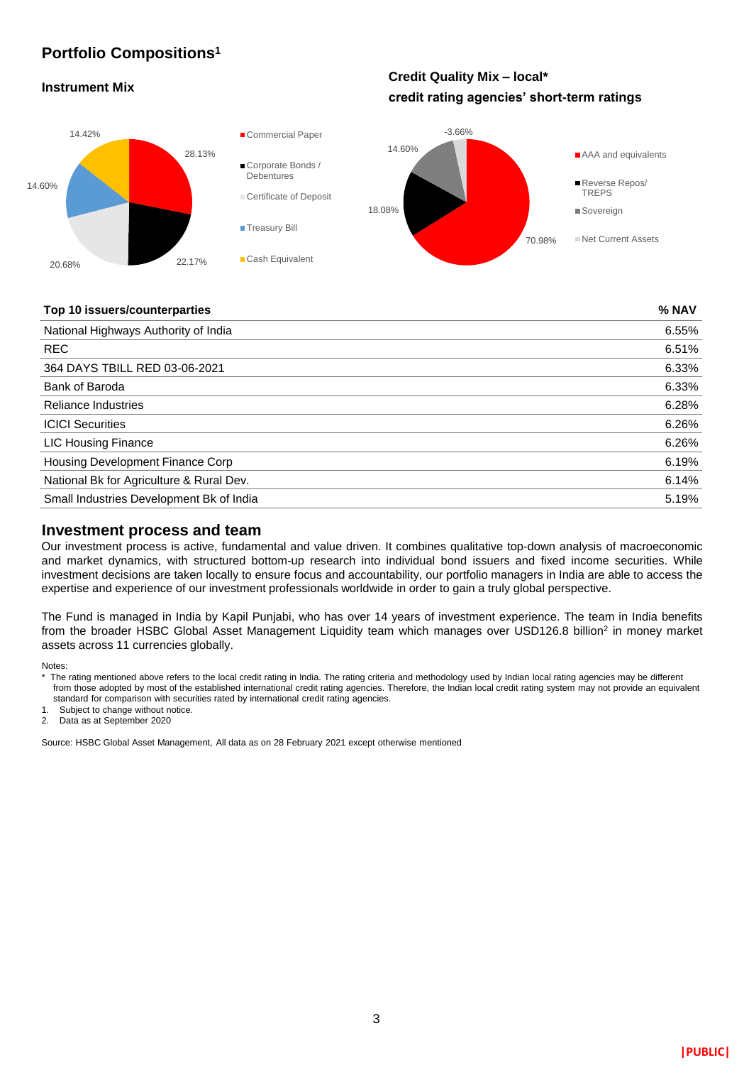## Portfolio Compositions[1]

### Instrument Mix

- Commercial Paper: 28.13%
- Corporate Bonds / Debentures: 22.17%
- Certificate of Deposit: 20.68%
- Treasury Bill: 14.60%
- Cash Equivalent: 14.42%

### Credit Quality Mix – local* credit rating agencies' short-term ratings

- AAA and equivalents: 70.98%
- Reverse Repos/ TREPS: 18.08%
- Sovereign: 14.60%
- Net Current Assets: -3.66%

| Top 10 issuers/counterparties | % NAV |
|---|---|
| National Highways Authority of India | 6.55% |
| REC | 6.51% |
| 364 DAYS TBILL RED 03-06-2021 | 6.33% |
| Bank of Baroda | 6.33% |
| Reliance Industries | 6.28% |
| ICICI Securities | 6.26% |
| LIC Housing Finance | 6.26% |
| Housing Development Finance Corp | 6.19% |
| National Bk for Agriculture & Rural Dev. | 6.14% |
| Small Industries Development Bk of India | 5.19% |

## Investment process and team

Our investment process is active, fundamental and value driven. It combines qualitative top-down analysis of macroeconomic and market dynamics, with structured bottom-up research into individual bond issuers and fixed income securities. While investment decisions are taken locally to ensure focus and accountability, our portfolio managers in India are able to access the expertise and experience of our investment professionals worldwide in order to gain a truly global perspective.

The Fund is managed in India by Kapil Punjabi, who has over 14 years of investment experience. The team in India benefits from the broader HSBC Global Asset Management Liquidity team which manages over USD126.8 billion[2] in money market assets across 11 currencies globally.

Notes:

\* The rating mentioned above refers to the local credit rating in India. The rating criteria and methodology used by Indian local rating agencies may be different from those adopted by most of the established international credit rating agencies. Therefore, the Indian local credit rating system may not provide an equivalent standard for comparison with securities rated by international credit rating agencies.

1. Subject to change without notice.
2. Data as at September 2020

Source: HSBC Global Asset Management, All data as on 28 February 2021 except otherwise mentioned

|PUBLIC|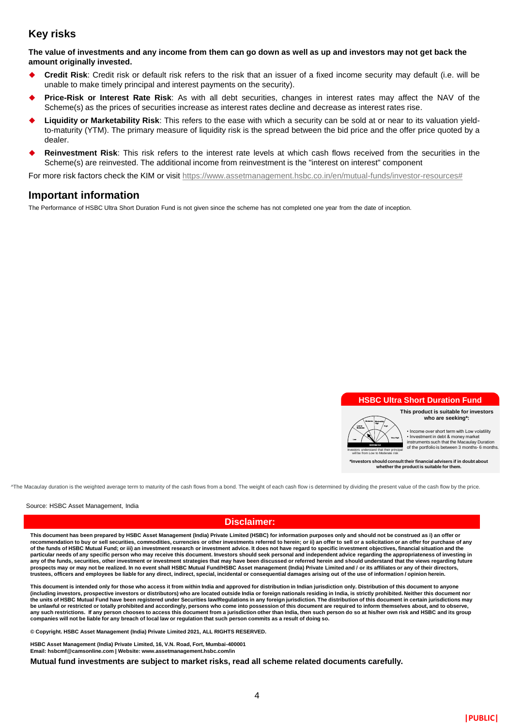## Key risks

**The value of investments and any income from them can go down as well as up and investors may not get back the amount originally invested.**

- **Credit Risk**: Credit risk or default risk refers to the risk that an issuer of a fixed income security may default (i.e. will be unable to make timely principal and interest payments on the security).
- **Price-Risk or Interest Rate Risk**: As with all debt securities, changes in interest rates may affect the NAV of the Scheme(s) as the prices of securities increase as interest rates decline and decrease as interest rates rise.
- **Liquidity or Marketability Risk**: This refers to the ease with which a security can be sold at or near to its valuation yield-to-maturity (YTM). The primary measure of liquidity risk is the spread between the bid price and the offer price quoted by a dealer.
- **Reinvestment Risk**: This risk refers to the interest rate levels at which cash flows received from the securities in the Scheme(s) are reinvested. The additional income from reinvestment is the "interest on interest" component

For more risk factors check the KIM or visit https://www.assetmanagement.hsbc.co.in/en/mutual-funds/investor-resources#

## Important information

The Performance of HSBC Ultra Short Duration Fund is not given since the scheme has not completed one year from the date of inception.

**HSBC Ultra Short Duration Fund**

**This product is suitable for investors who are seeking*:**

- Income over short term with Low volatility
- Investment in debt & money market instruments such that the Macaulay Duration of the portfolio is between 3 months- 6 months.

Low
Low to Moderate
Moderate
Moderately High
High
Very High
RISKOMETER
Investors understand that their principal will be from Low to Moderate risk

***Investors should consult their financial advisers if in doubt about whether the product is suitable for them.**

^The Macaulay duration is the weighted average term to maturity of the cash flows from a bond. The weight of each cash flow is determined by dividing the present value of the cash flow by the price.

Source: HSBC Asset Management, India

## Disclaimer:

**This document has been prepared by HSBC Asset Management (India) Private Limited (HSBC) for information purposes only and should not be construed as i) an offer or recommendation to buy or sell securities, commodities, currencies or other investments referred to herein; or ii) an offer to sell or a solicitation or an offer for purchase of any of the funds of HSBC Mutual Fund; or iii) an investment research or investment advice. It does not have regard to specific investment objectives, financial situation and the particular needs of any specific person who may receive this document. Investors should seek personal and independent advice regarding the appropriateness of investing in any of the funds, securities, other investment or investment strategies that may have been discussed or referred herein and should understand that the views regarding future prospects may or may not be realized. In no event shall HSBC Mutual Fund/HSBC Asset management (India) Private Limited and / or its affiliates or any of their directors, trustees, officers and employees be liable for any direct, indirect, special, incidental or consequential damages arising out of the use of information / opinion herein.**

**This document is intended only for those who access it from within India and approved for distribution in Indian jurisdiction only. Distribution of this document to anyone (including investors, prospective investors or distributors) who are located outside India or foreign nationals residing in India, is strictly prohibited. Neither this document nor the units of HSBC Mutual Fund have been registered under Securities law/Regulations in any foreign jurisdiction. The distribution of this document in certain jurisdictions may be unlawful or restricted or totally prohibited and accordingly, persons who come into possession of this document are required to inform themselves about, and to observe, any such restrictions. If any person chooses to access this document from a jurisdiction other than India, then such person do so at his/her own risk and HSBC and its group companies will not be liable for any breach of local law or regulation that such person commits as a result of doing so.**

**© Copyright. HSBC Asset Management (India) Private Limited 2021, ALL RIGHTS RESERVED.**

**HSBC Asset Management (India) Private Limited, 16, V.N. Road, Fort, Mumbai-400001**
**Email: hsbcmf@camsonline.com | Website: www.assetmanagement.hsbc.com/in**

**Mutual fund investments are subject to market risks, read all scheme related documents carefully.**

|PUBLIC|